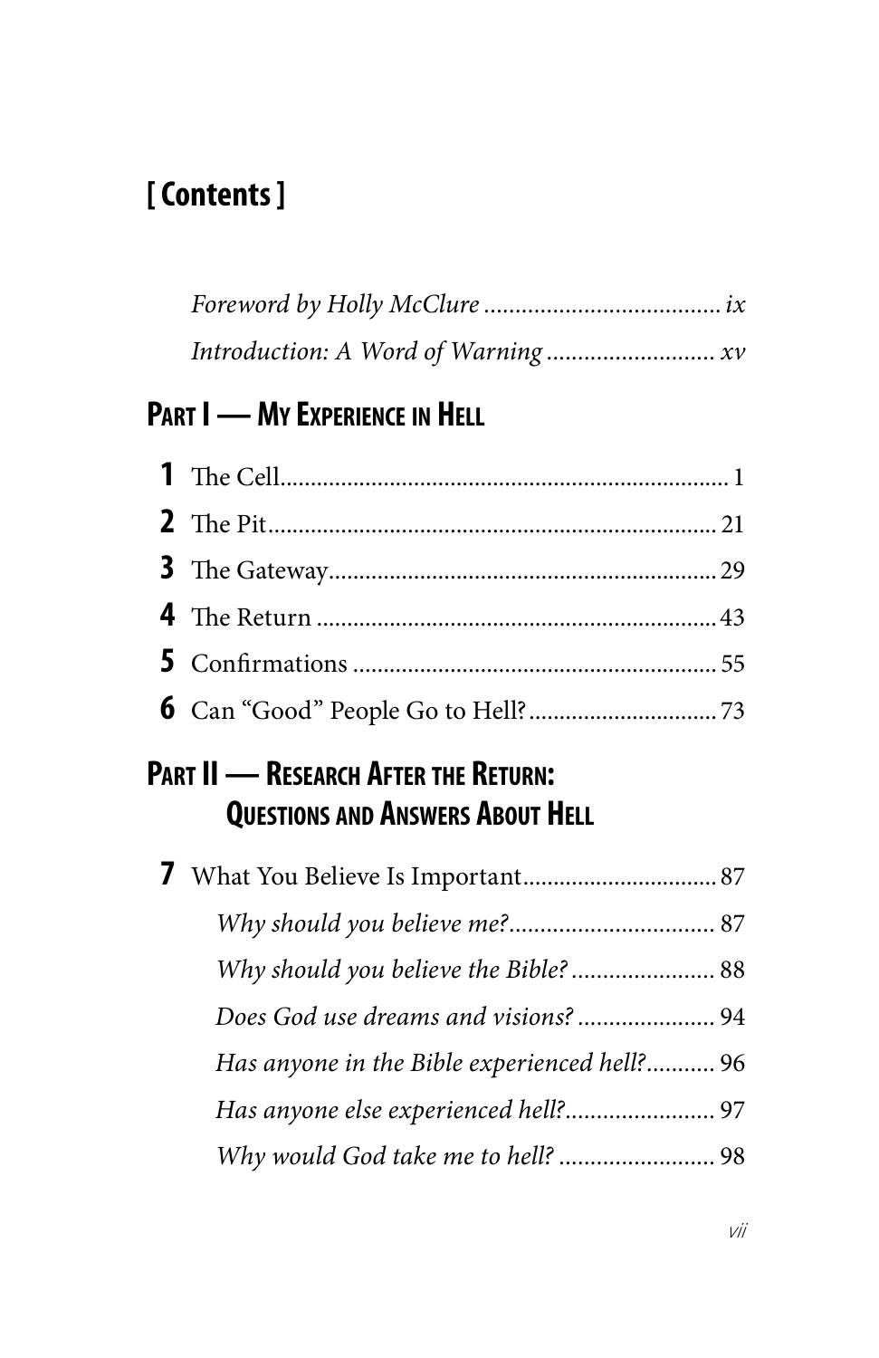# [ Contents ]

*Foreword by Holly McClure* ..................................... *ix*

*Introduction: A Word of Warning* ........................... *xv*

## Part I — My Experience in Hell

**1** The Cell ......................................................................... 1

**2** The Pit ......................................................................... 21

**3** The Gateway ................................................................ 29

**4** The Return .................................................................. 43

**5** Confirmations ............................................................. 55

**6** Can "Good" People Go to Hell? .............................. 73

## Part II — Research After the Return: Questions and Answers About Hell

**7** What You Believe Is Important ................................ 87

*Why should you believe me?* ................................. 87

*Why should you believe the Bible?* ....................... 88

*Does God use dreams and visions?* ...................... 94

*Has anyone in the Bible experienced hell?* ........... 96

*Has anyone else experienced hell?* ........................ 97

*Why would God take me to hell?* ......................... 98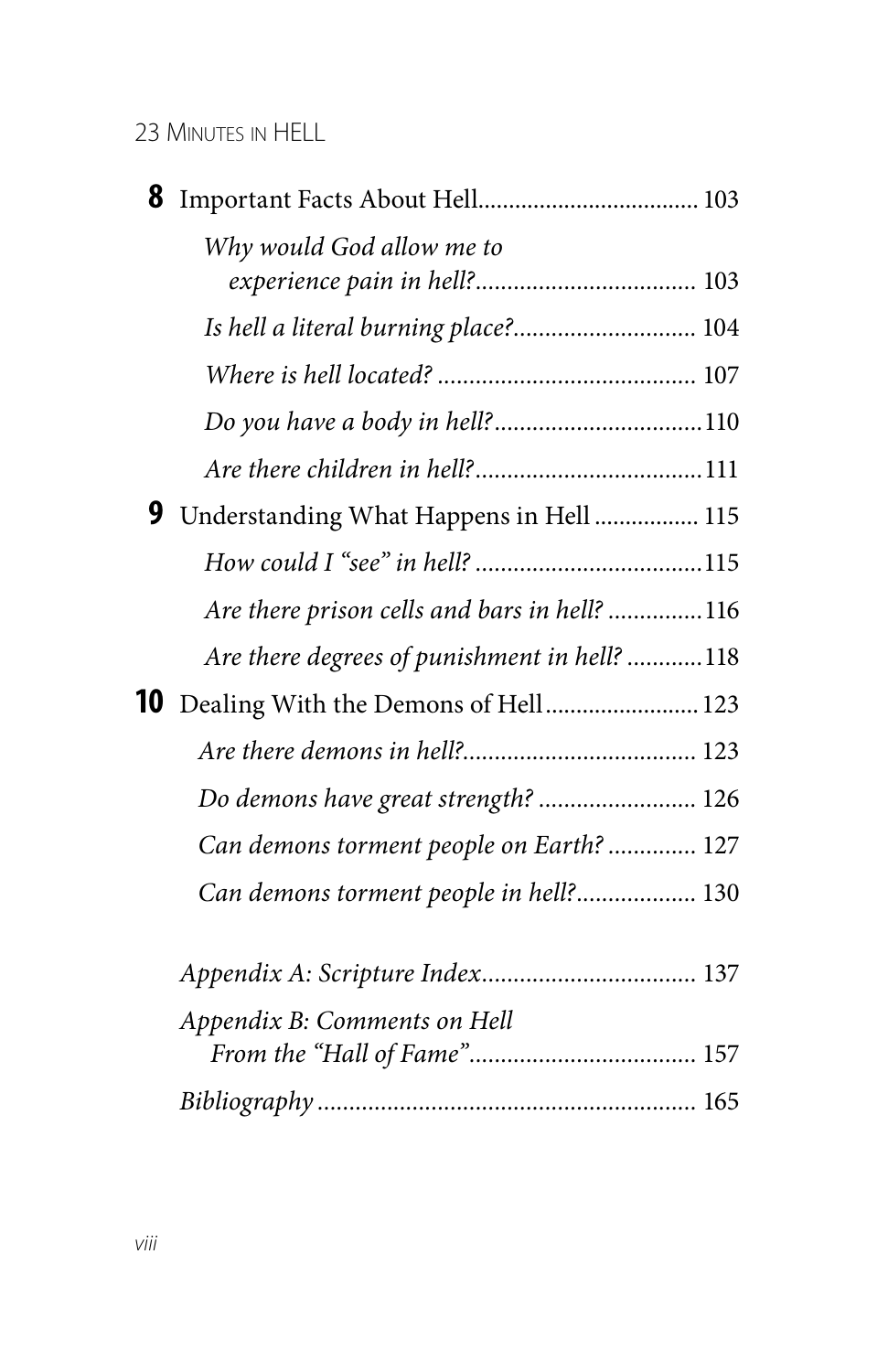**8** Important Facts About Hell ................................... 103

*Why would God allow me to experience pain in hell?* ................................... 103

*Is hell a literal burning place?* ............................ 104

*Where is hell located?* ........................................ 107

*Do you have a body in hell?* ................................ 110

*Are there children in hell?* ................................... 111

**9** Understanding What Happens in Hell ................. 115

*How could I "see" in hell?* .................................... 115

*Are there prison cells and bars in hell?* ............... 116

*Are there degrees of punishment in hell?* ............ 118

**10** Dealing With the Demons of Hell ........................ 123

*Are there demons in hell?* .................................... 123

*Do demons have great strength?* ......................... 126

*Can demons torment people on Earth?* .............. 127

*Can demons torment people in hell?* ................... 130

*Appendix A: Scripture Index* .................................. 137

*Appendix B: Comments on Hell From the "Hall of Fame"* ................................... 157

*Bibliography* ........................................................... 165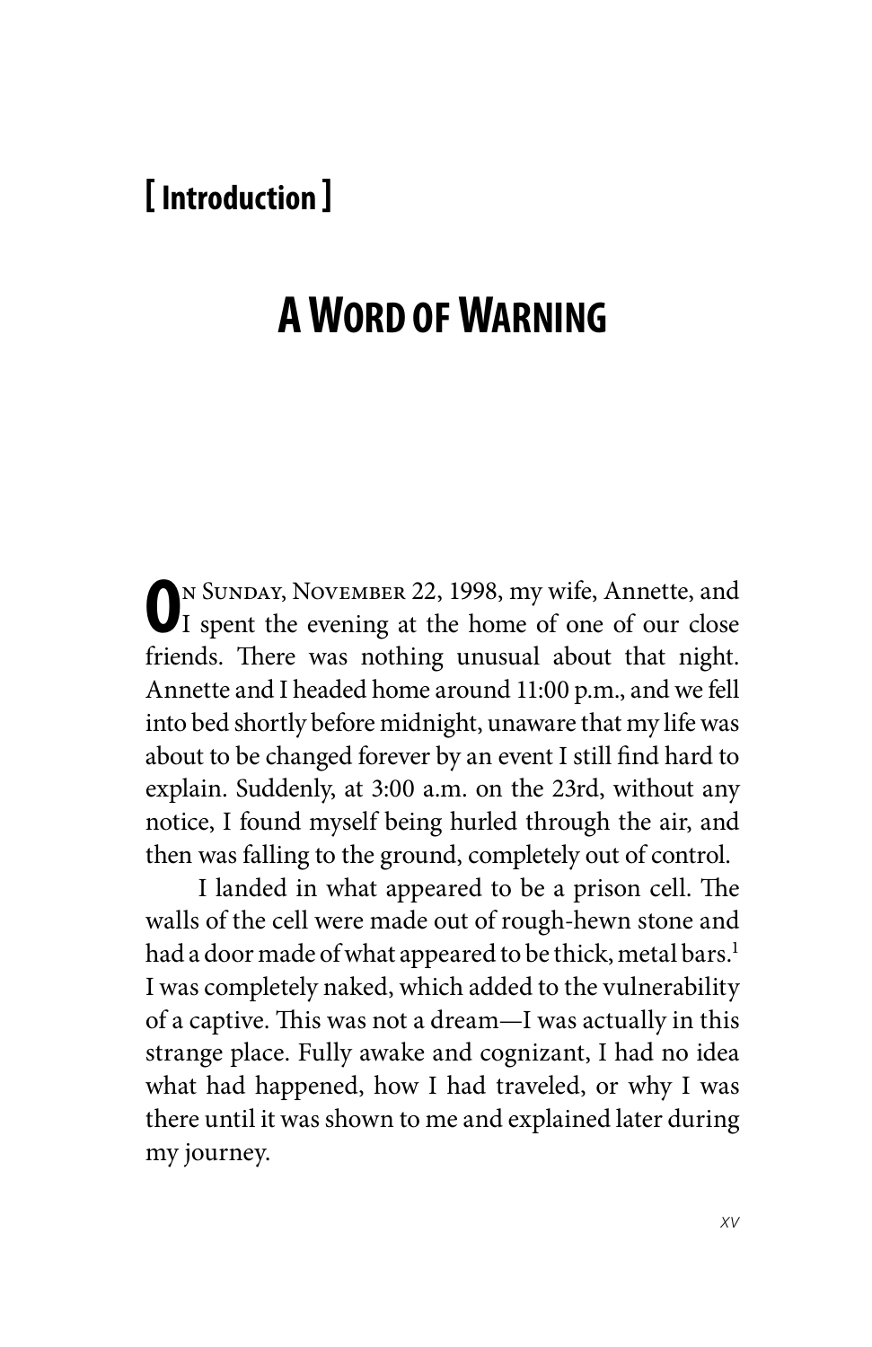## [ Introduction ]

# A Word of Warning

On Sunday, November 22, 1998, my wife, Annette, and I spent the evening at the home of one of our close friends. There was nothing unusual about that night. Annette and I headed home around 11:00 p.m., and we fell into bed shortly before midnight, unaware that my life was about to be changed forever by an event I still find hard to explain. Suddenly, at 3:00 a.m. on the 23rd, without any notice, I found myself being hurled through the air, and then was falling to the ground, completely out of control.

I landed in what appeared to be a prison cell. The walls of the cell were made out of rough-hewn stone and had a door made of what appeared to be thick, metal bars.[1] I was completely naked, which added to the vulnerability of a captive. This was not a dream—I was actually in this strange place. Fully awake and cognizant, I had no idea what had happened, how I had traveled, or why I was there until it was shown to me and explained later during my journey.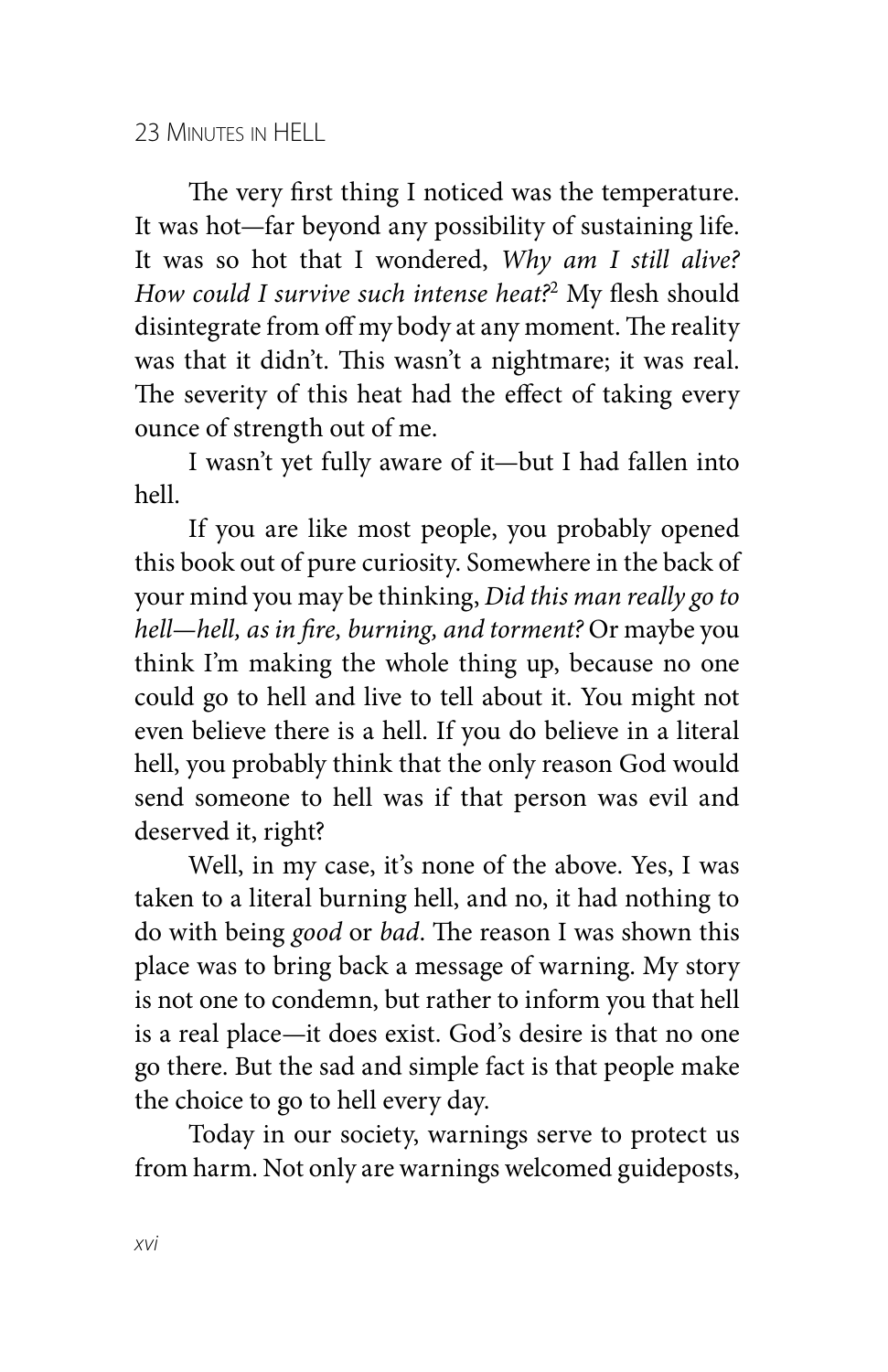The very first thing I noticed was the temperature. It was hot—far beyond any possibility of sustaining life. It was so hot that I wondered, *Why am I still alive? How could I survive such intense heat?*[2] My flesh should disintegrate from off my body at any moment. The reality was that it didn't. This wasn't a nightmare; it was real. The severity of this heat had the effect of taking every ounce of strength out of me.

I wasn't yet fully aware of it—but I had fallen into hell.

If you are like most people, you probably opened this book out of pure curiosity. Somewhere in the back of your mind you may be thinking, *Did this man really go to hell—hell, as in fire, burning, and torment?* Or maybe you think I'm making the whole thing up, because no one could go to hell and live to tell about it. You might not even believe there is a hell. If you do believe in a literal hell, you probably think that the only reason God would send someone to hell was if that person was evil and deserved it, right?

Well, in my case, it's none of the above. Yes, I was taken to a literal burning hell, and no, it had nothing to do with being *good* or *bad*. The reason I was shown this place was to bring back a message of warning. My story is not one to condemn, but rather to inform you that hell is a real place—it does exist. God's desire is that no one go there. But the sad and simple fact is that people make the choice to go to hell every day.

Today in our society, warnings serve to protect us from harm. Not only are warnings welcomed guideposts,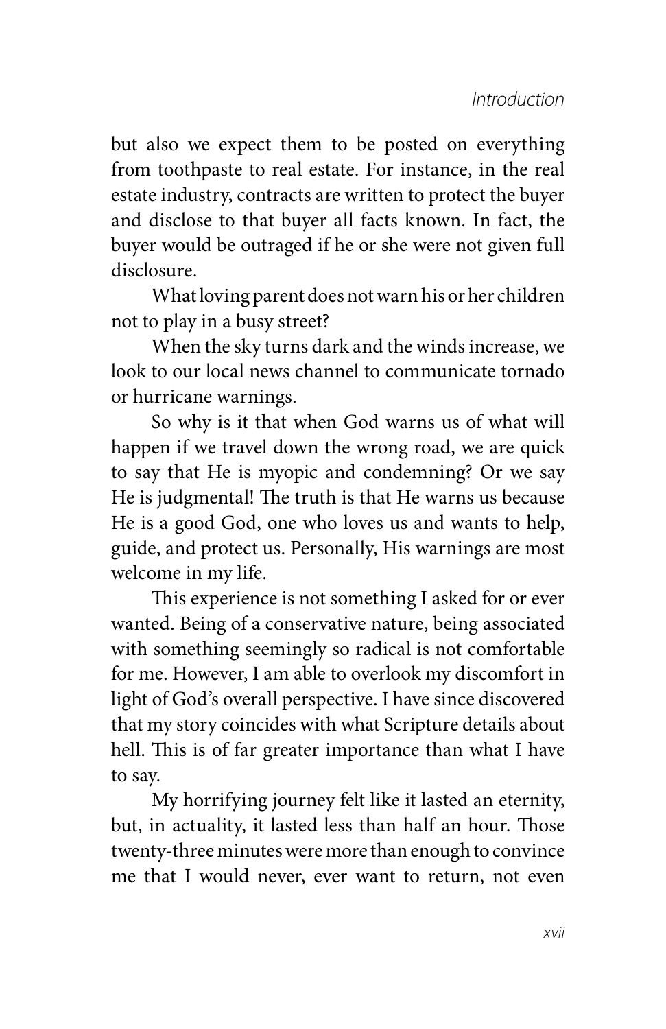but also we expect them to be posted on everything from toothpaste to real estate. For instance, in the real estate industry, contracts are written to protect the buyer and disclose to that buyer all facts known. In fact, the buyer would be outraged if he or she were not given full disclosure.

What loving parent does not warn his or her children not to play in a busy street?

When the sky turns dark and the winds increase, we look to our local news channel to communicate tornado or hurricane warnings.

So why is it that when God warns us of what will happen if we travel down the wrong road, we are quick to say that He is myopic and condemning? Or we say He is judgmental! The truth is that He warns us because He is a good God, one who loves us and wants to help, guide, and protect us. Personally, His warnings are most welcome in my life.

This experience is not something I asked for or ever wanted. Being of a conservative nature, being associated with something seemingly so radical is not comfortable for me. However, I am able to overlook my discomfort in light of God's overall perspective. I have since discovered that my story coincides with what Scripture details about hell. This is of far greater importance than what I have to say.

My horrifying journey felt like it lasted an eternity, but, in actuality, it lasted less than half an hour. Those twenty-three minutes were more than enough to convince me that I would never, ever want to return, not even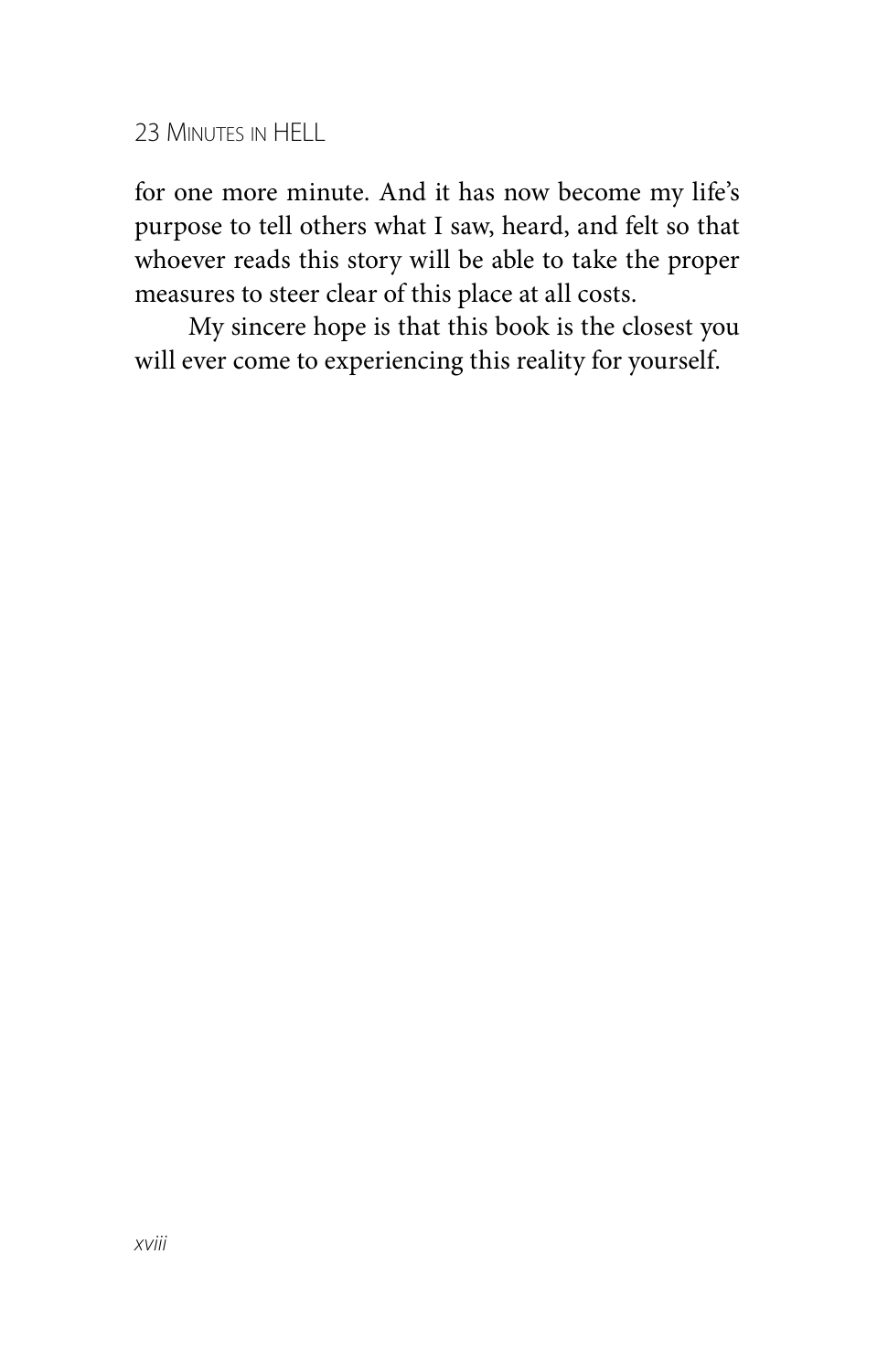for one more minute. And it has now become my life's purpose to tell others what I saw, heard, and felt so that whoever reads this story will be able to take the proper measures to steer clear of this place at all costs.

My sincere hope is that this book is the closest you will ever come to experiencing this reality for yourself.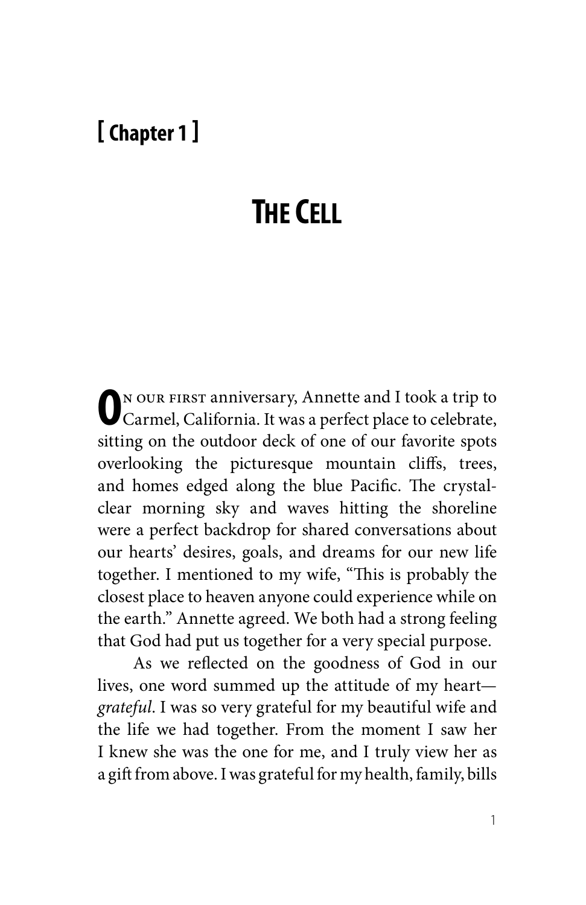# [ Chapter 1 ]

# The Cell

On our first anniversary, Annette and I took a trip to Carmel, California. It was a perfect place to celebrate, sitting on the outdoor deck of one of our favorite spots overlooking the picturesque mountain cliffs, trees, and homes edged along the blue Pacific. The crystal-clear morning sky and waves hitting the shoreline were a perfect backdrop for shared conversations about our hearts' desires, goals, and dreams for our new life together. I mentioned to my wife, "This is probably the closest place to heaven anyone could experience while on the earth." Annette agreed. We both had a strong feeling that God had put us together for a very special purpose.

As we reflected on the goodness of God in our lives, one word summed up the attitude of my heart—*grateful*. I was so very grateful for my beautiful wife and the life we had together. From the moment I saw her I knew she was the one for me, and I truly view her as a gift from above. I was grateful for my health, family, bills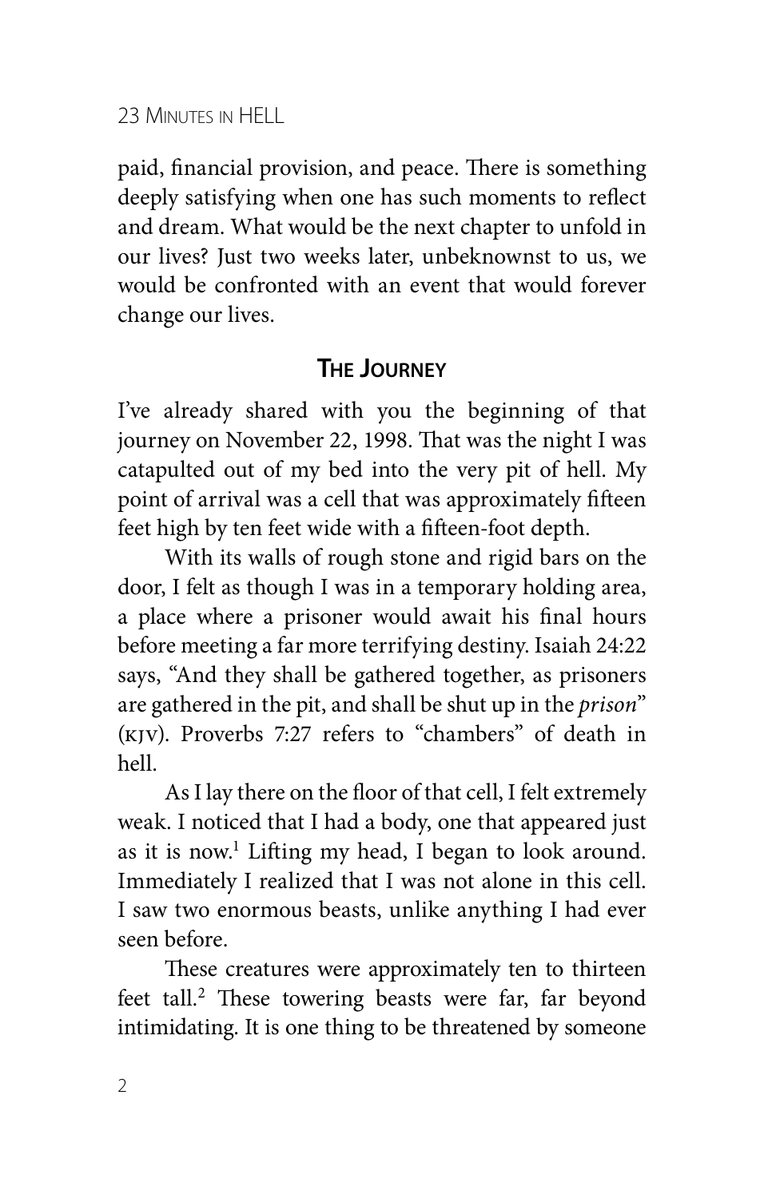paid, financial provision, and peace. There is something deeply satisfying when one has such moments to reflect and dream. What would be the next chapter to unfold in our lives? Just two weeks later, unbeknownst to us, we would be confronted with an event that would forever change our lives.

## The Journey

I've already shared with you the beginning of that journey on November 22, 1998. That was the night I was catapulted out of my bed into the very pit of hell. My point of arrival was a cell that was approximately fifteen feet high by ten feet wide with a fifteen-foot depth.

With its walls of rough stone and rigid bars on the door, I felt as though I was in a temporary holding area, a place where a prisoner would await his final hours before meeting a far more terrifying destiny. Isaiah 24:22 says, "And they shall be gathered together, as prisoners are gathered in the pit, and shall be shut up in the *prison*" (KJV). Proverbs 7:27 refers to "chambers" of death in hell.

As I lay there on the floor of that cell, I felt extremely weak. I noticed that I had a body, one that appeared just as it is now.[1] Lifting my head, I began to look around. Immediately I realized that I was not alone in this cell. I saw two enormous beasts, unlike anything I had ever seen before.

These creatures were approximately ten to thirteen feet tall.[2] These towering beasts were far, far beyond intimidating. It is one thing to be threatened by someone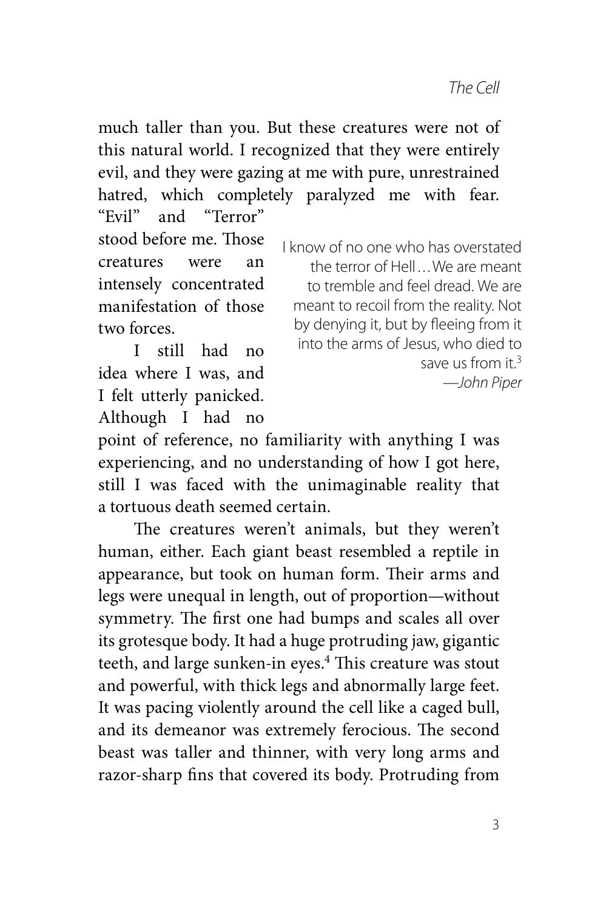much taller than you. But these creatures were not of this natural world. I recognized that they were entirely evil, and they were gazing at me with pure, unrestrained hatred, which completely paralyzed me with fear. "Evil" and "Terror" stood before me. Those creatures were an intensely concentrated manifestation of those two forces.

> I know of no one who has overstated the terror of Hell…We are meant to tremble and feel dread. We are meant to recoil from the reality. Not by denying it, but by fleeing from it into the arms of Jesus, who died to save us from it.[3]
>
> —*John Piper*

I still had no idea where I was, and I felt utterly panicked. Although I had no point of reference, no familiarity with anything I was experiencing, and no understanding of how I got here, still I was faced with the unimaginable reality that a tortuous death seemed certain.

The creatures weren't animals, but they weren't human, either. Each giant beast resembled a reptile in appearance, but took on human form. Their arms and legs were unequal in length, out of proportion—without symmetry. The first one had bumps and scales all over its grotesque body. It had a huge protruding jaw, gigantic teeth, and large sunken-in eyes.[4] This creature was stout and powerful, with thick legs and abnormally large feet. It was pacing violently around the cell like a caged bull, and its demeanor was extremely ferocious. The second beast was taller and thinner, with very long arms and razor-sharp fins that covered its body. Protruding from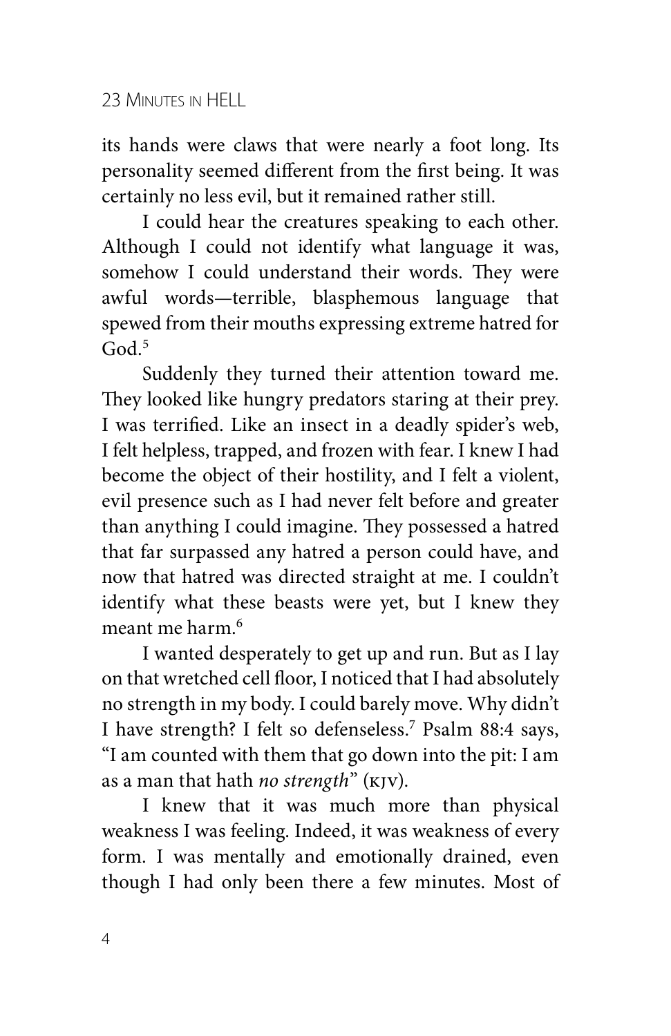its hands were claws that were nearly a foot long. Its personality seemed different from the first being. It was certainly no less evil, but it remained rather still.

I could hear the creatures speaking to each other. Although I could not identify what language it was, somehow I could understand their words. They were awful words—terrible, blasphemous language that spewed from their mouths expressing extreme hatred for God.[5]

Suddenly they turned their attention toward me. They looked like hungry predators staring at their prey. I was terrified. Like an insect in a deadly spider's web, I felt helpless, trapped, and frozen with fear. I knew I had become the object of their hostility, and I felt a violent, evil presence such as I had never felt before and greater than anything I could imagine. They possessed a hatred that far surpassed any hatred a person could have, and now that hatred was directed straight at me. I couldn't identify what these beasts were yet, but I knew they meant me harm.[6]

I wanted desperately to get up and run. But as I lay on that wretched cell floor, I noticed that I had absolutely no strength in my body. I could barely move. Why didn't I have strength? I felt so defenseless.[7] Psalm 88:4 says, "I am counted with them that go down into the pit: I am as a man that hath *no strength*" (KJV).

I knew that it was much more than physical weakness I was feeling. Indeed, it was weakness of every form. I was mentally and emotionally drained, even though I had only been there a few minutes. Most of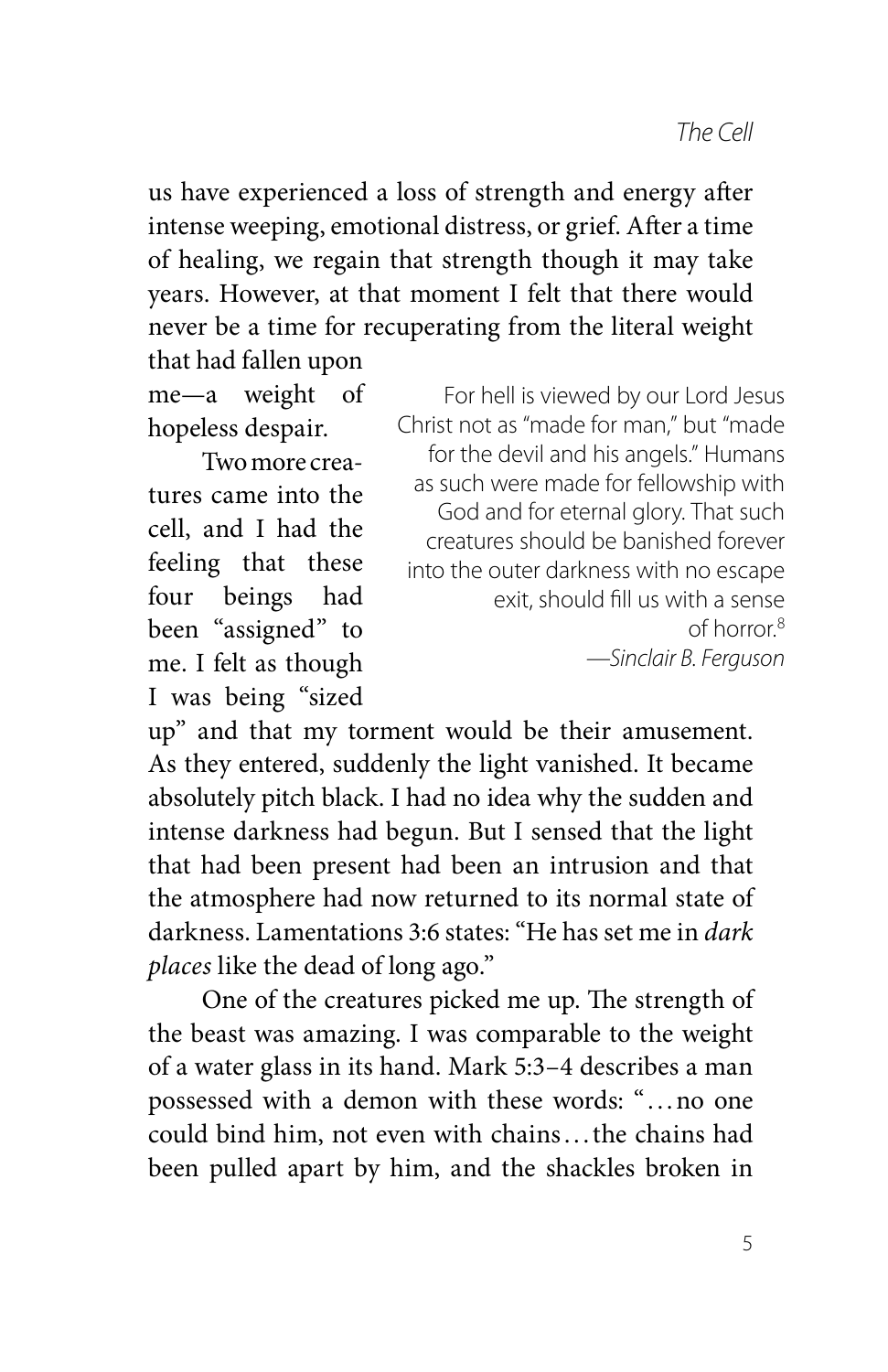us have experienced a loss of strength and energy after intense weeping, emotional distress, or grief. After a time of healing, we regain that strength though it may take years. However, at that moment I felt that there would never be a time for recuperating from the literal weight that had fallen upon me—a weight of hopeless despair.

> For hell is viewed by our Lord Jesus Christ not as "made for man," but "made for the devil and his angels." Humans as such were made for fellowship with God and for eternal glory. That such creatures should be banished forever into the outer darkness with no escape exit, should fill us with a sense of horror.[8]
>
> —*Sinclair B. Ferguson*

Two more creatures came into the cell, and I had the feeling that these four beings had been "assigned" to me. I felt as though I was being "sized up" and that my torment would be their amusement. As they entered, suddenly the light vanished. It became absolutely pitch black. I had no idea why the sudden and intense darkness had begun. But I sensed that the light that had been present had been an intrusion and that the atmosphere had now returned to its normal state of darkness. Lamentations 3:6 states: "He has set me in *dark places* like the dead of long ago."

One of the creatures picked me up. The strength of the beast was amazing. I was comparable to the weight of a water glass in its hand. Mark 5:3–4 describes a man possessed with a demon with these words: "…no one could bind him, not even with chains…the chains had been pulled apart by him, and the shackles broken in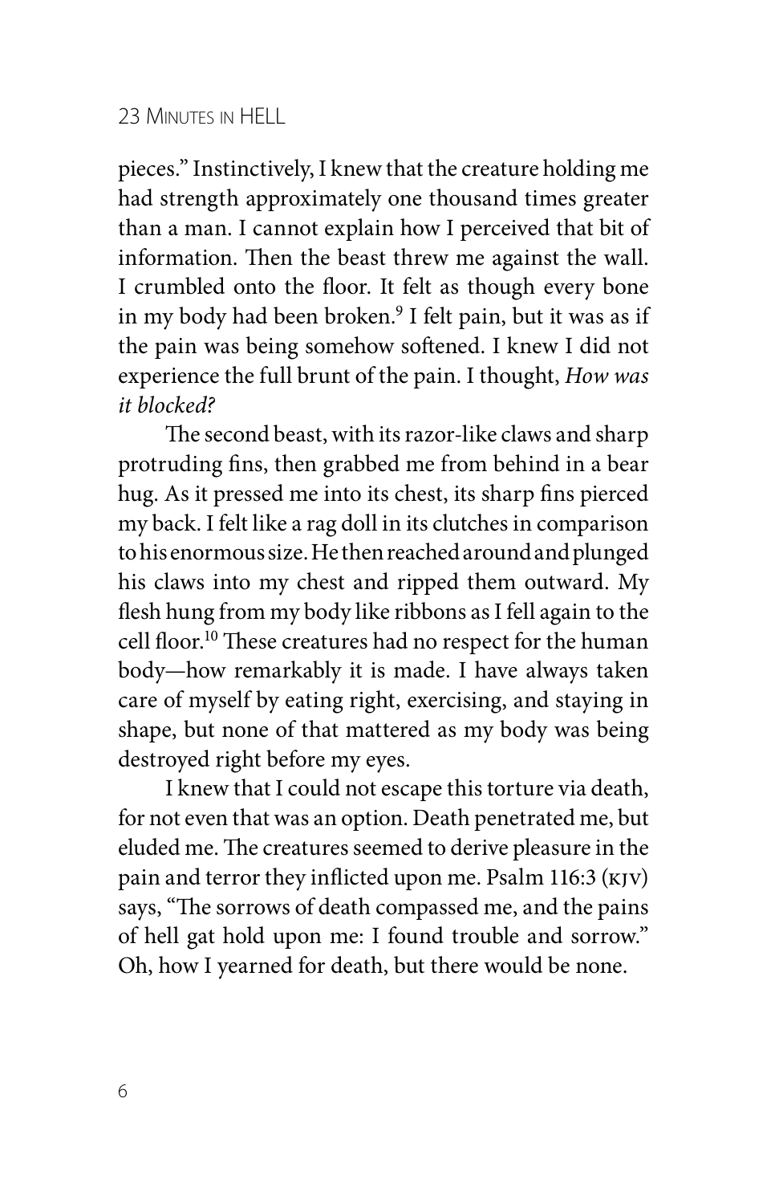pieces." Instinctively, I knew that the creature holding me had strength approximately one thousand times greater than a man. I cannot explain how I perceived that bit of information. Then the beast threw me against the wall. I crumbled onto the floor. It felt as though every bone in my body had been broken.[9] I felt pain, but it was as if the pain was being somehow softened. I knew I did not experience the full brunt of the pain. I thought, *How was it blocked?*

The second beast, with its razor-like claws and sharp protruding fins, then grabbed me from behind in a bear hug. As it pressed me into its chest, its sharp fins pierced my back. I felt like a rag doll in its clutches in comparison to his enormous size. He then reached around and plunged his claws into my chest and ripped them outward. My flesh hung from my body like ribbons as I fell again to the cell floor.[10] These creatures had no respect for the human body—how remarkably it is made. I have always taken care of myself by eating right, exercising, and staying in shape, but none of that mattered as my body was being destroyed right before my eyes.

I knew that I could not escape this torture via death, for not even that was an option. Death penetrated me, but eluded me. The creatures seemed to derive pleasure in the pain and terror they inflicted upon me. Psalm 116:3 (KJV) says, "The sorrows of death compassed me, and the pains of hell gat hold upon me: I found trouble and sorrow." Oh, how I yearned for death, but there would be none.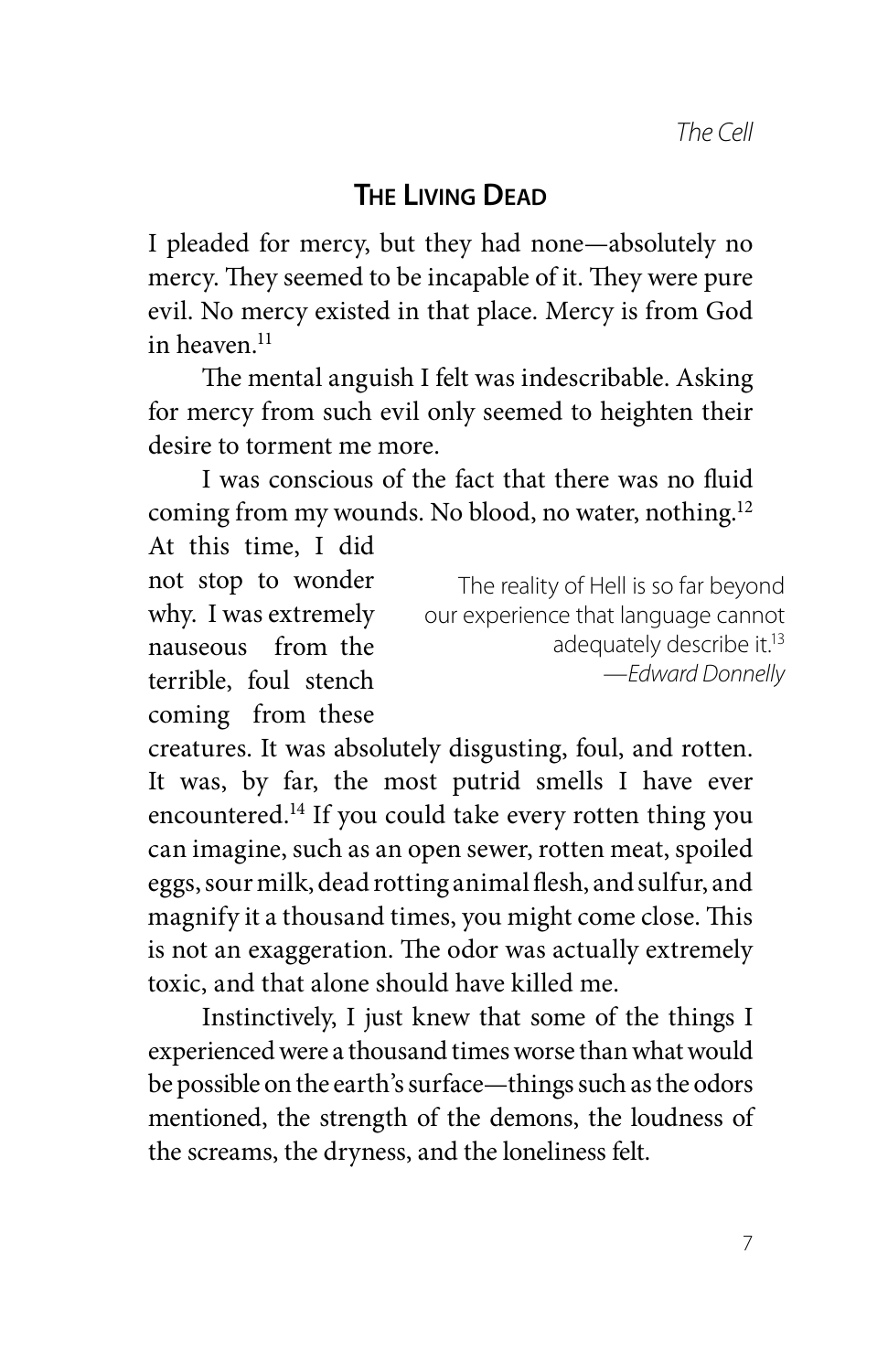## The Living Dead

I pleaded for mercy, but they had none—absolutely no mercy. They seemed to be incapable of it. They were pure evil. No mercy existed in that place. Mercy is from God in heaven.[11]

The mental anguish I felt was indescribable. Asking for mercy from such evil only seemed to heighten their desire to torment me more.

I was conscious of the fact that there was no fluid coming from my wounds. No blood, no water, nothing.[12] At this time, I did not stop to wonder why. I was extremely nauseous from the terrible, foul stench coming from these creatures. It was absolutely disgusting, foul, and rotten. It was, by far, the most putrid smells I have ever encountered.[14] If you could take every rotten thing you can imagine, such as an open sewer, rotten meat, spoiled eggs, sour milk, dead rotting animal flesh, and sulfur, and magnify it a thousand times, you might come close. This is not an exaggeration. The odor was actually extremely toxic, and that alone should have killed me.

> The reality of Hell is so far beyond our experience that language cannot adequately describe it.[13]
> —*Edward Donnelly*

Instinctively, I just knew that some of the things I experienced were a thousand times worse than what would be possible on the earth's surface—things such as the odors mentioned, the strength of the demons, the loudness of the screams, the dryness, and the loneliness felt.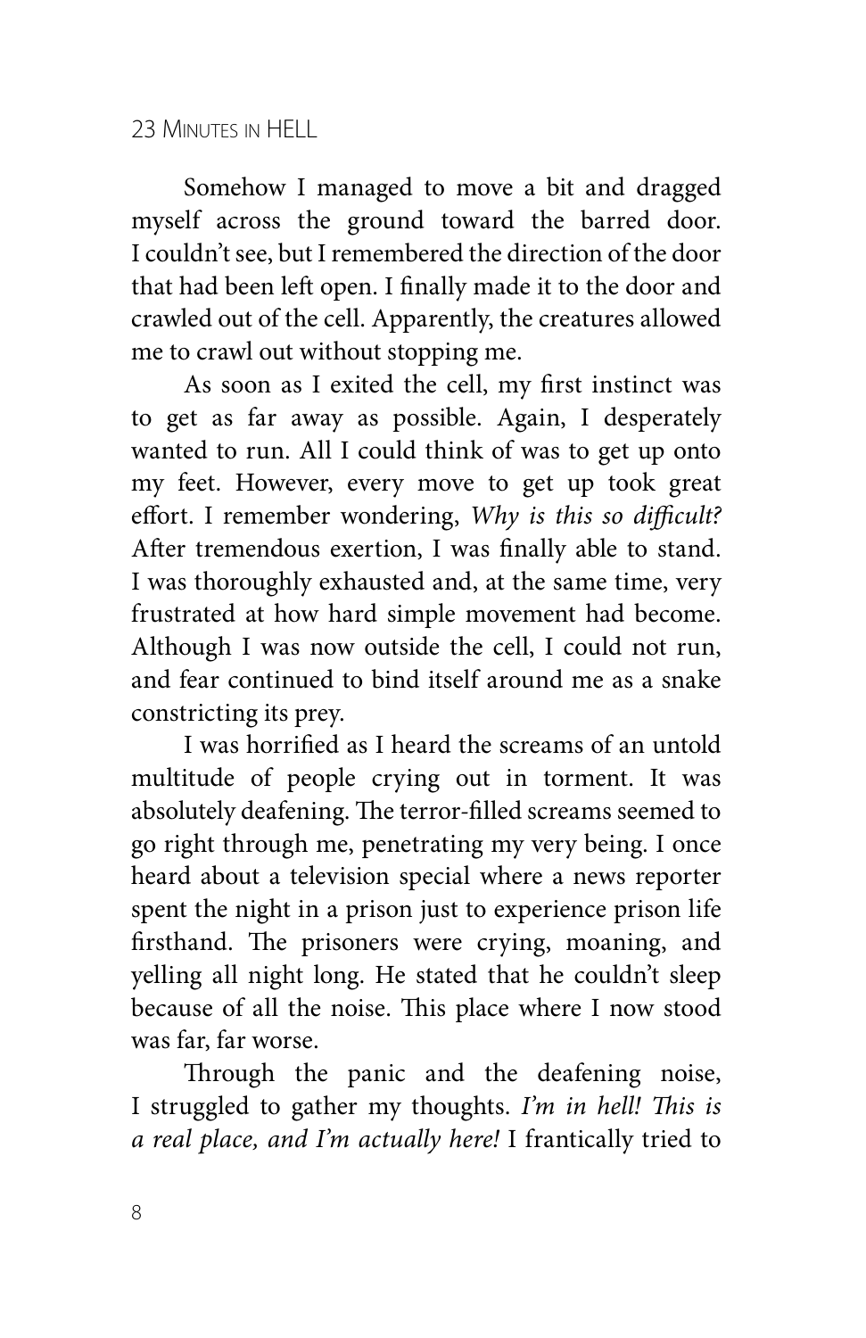Somehow I managed to move a bit and dragged myself across the ground toward the barred door. I couldn't see, but I remembered the direction of the door that had been left open. I finally made it to the door and crawled out of the cell. Apparently, the creatures allowed me to crawl out without stopping me.

As soon as I exited the cell, my first instinct was to get as far away as possible. Again, I desperately wanted to run. All I could think of was to get up onto my feet. However, every move to get up took great effort. I remember wondering, *Why is this so difficult?* After tremendous exertion, I was finally able to stand. I was thoroughly exhausted and, at the same time, very frustrated at how hard simple movement had become. Although I was now outside the cell, I could not run, and fear continued to bind itself around me as a snake constricting its prey.

I was horrified as I heard the screams of an untold multitude of people crying out in torment. It was absolutely deafening. The terror-filled screams seemed to go right through me, penetrating my very being. I once heard about a television special where a news reporter spent the night in a prison just to experience prison life firsthand. The prisoners were crying, moaning, and yelling all night long. He stated that he couldn't sleep because of all the noise. This place where I now stood was far, far worse.

Through the panic and the deafening noise, I struggled to gather my thoughts. *I'm in hell! This is a real place, and I'm actually here!* I frantically tried to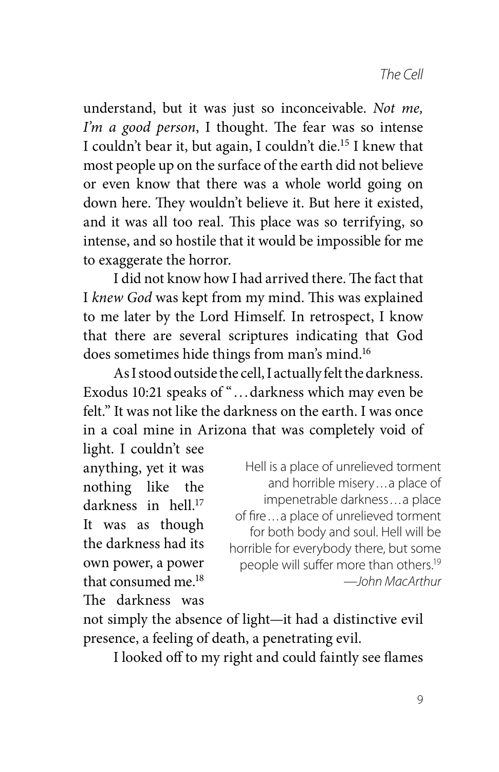understand, but it was just so inconceivable. *Not me, I'm a good person*, I thought. The fear was so intense I couldn't bear it, but again, I couldn't die.[15] I knew that most people up on the surface of the earth did not believe or even know that there was a whole world going on down here. They wouldn't believe it. But here it existed, and it was all too real. This place was so terrifying, so intense, and so hostile that it would be impossible for me to exaggerate the horror.

I did not know how I had arrived there. The fact that I *knew God* was kept from my mind. This was explained to me later by the Lord Himself. In retrospect, I know that there are several scriptures indicating that God does sometimes hide things from man's mind.[16]

As I stood outside the cell, I actually felt the darkness. Exodus 10:21 speaks of "…darkness which may even be felt." It was not like the darkness on the earth. I was once in a coal mine in Arizona that was completely void of light. I couldn't see anything, yet it was nothing like the darkness in hell.[17] It was as though the darkness had its own power, a power that consumed me.[18] The darkness was not simply the absence of light—it had a distinctive evil presence, a feeling of death, a penetrating evil.

> Hell is a place of unrelieved torment and horrible misery…a place of impenetrable darkness…a place of fire…a place of unrelieved torment for both body and soul. Hell will be horrible for everybody there, but some people will suffer more than others.[19]
>
> —*John MacArthur*

I looked off to my right and could faintly see flames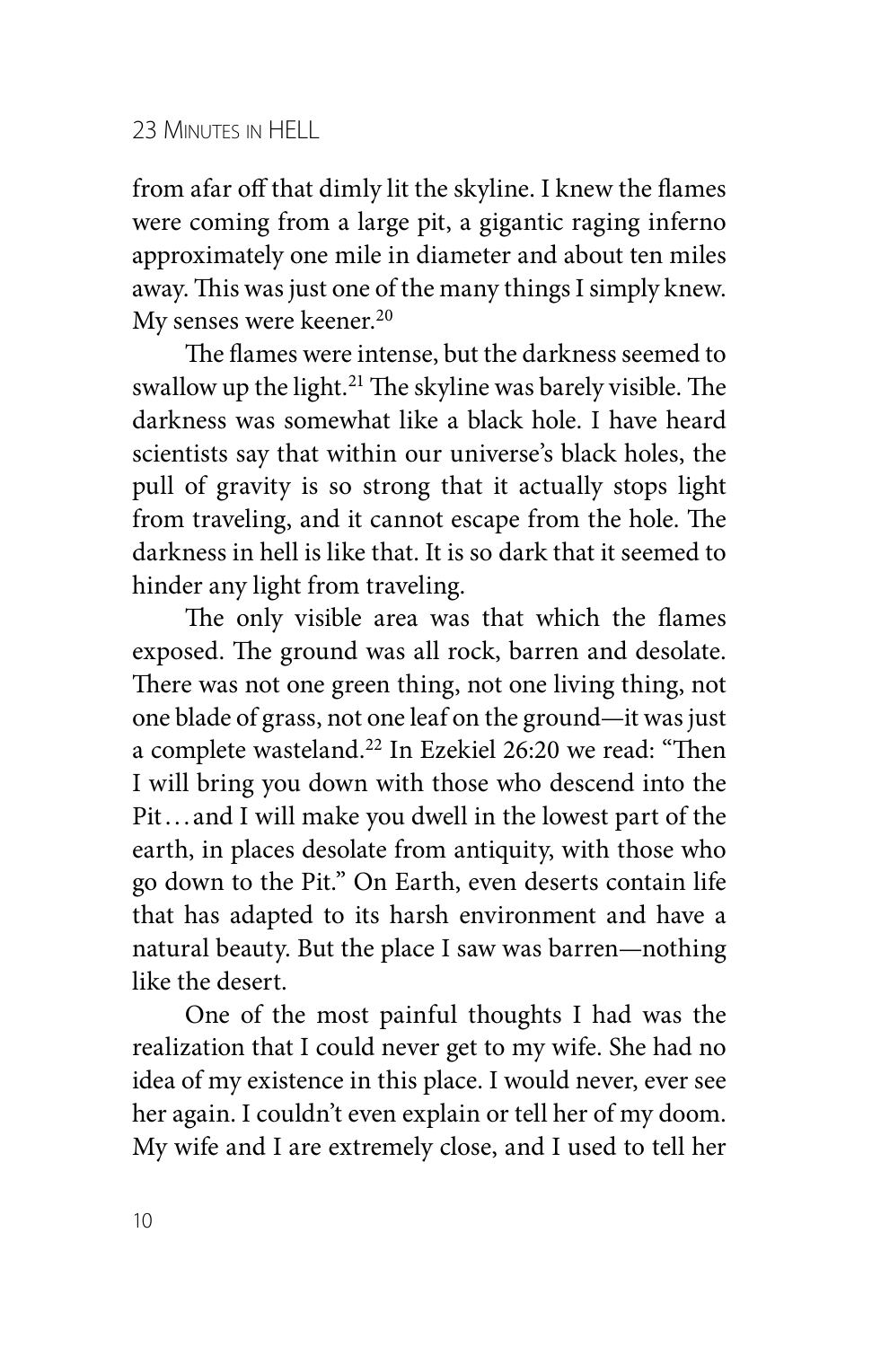from afar off that dimly lit the skyline. I knew the flames were coming from a large pit, a gigantic raging inferno approximately one mile in diameter and about ten miles away. This was just one of the many things I simply knew. My senses were keener.[20]

The flames were intense, but the darkness seemed to swallow up the light.[21] The skyline was barely visible. The darkness was somewhat like a black hole. I have heard scientists say that within our universe's black holes, the pull of gravity is so strong that it actually stops light from traveling, and it cannot escape from the hole. The darkness in hell is like that. It is so dark that it seemed to hinder any light from traveling.

The only visible area was that which the flames exposed. The ground was all rock, barren and desolate. There was not one green thing, not one living thing, not one blade of grass, not one leaf on the ground—it was just a complete wasteland.[22] In Ezekiel 26:20 we read: "Then I will bring you down with those who descend into the Pit…and I will make you dwell in the lowest part of the earth, in places desolate from antiquity, with those who go down to the Pit." On Earth, even deserts contain life that has adapted to its harsh environment and have a natural beauty. But the place I saw was barren—nothing like the desert.

One of the most painful thoughts I had was the realization that I could never get to my wife. She had no idea of my existence in this place. I would never, ever see her again. I couldn't even explain or tell her of my doom. My wife and I are extremely close, and I used to tell her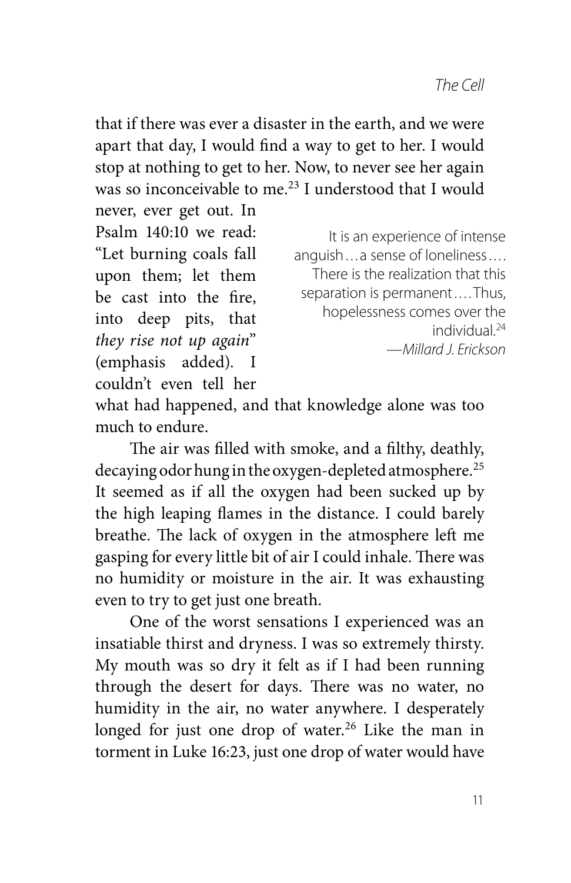that if there was ever a disaster in the earth, and we were apart that day, I would find a way to get to her. I would stop at nothing to get to her. Now, to never see her again was so inconceivable to me.[23] I understood that I would never, ever get out. In Psalm 140:10 we read: "Let burning coals fall upon them; let them be cast into the fire, into deep pits, that *they rise not up again*" (emphasis added). I couldn't even tell her what had happened, and that knowledge alone was too much to endure.

> It is an experience of intense anguish…a sense of loneliness…. There is the realization that this separation is permanent….Thus, hopelessness comes over the individual.[24]
> —*Millard J. Erickson*

The air was filled with smoke, and a filthy, deathly, decaying odor hung in the oxygen-depleted atmosphere.[25] It seemed as if all the oxygen had been sucked up by the high leaping flames in the distance. I could barely breathe. The lack of oxygen in the atmosphere left me gasping for every little bit of air I could inhale. There was no humidity or moisture in the air. It was exhausting even to try to get just one breath.

One of the worst sensations I experienced was an insatiable thirst and dryness. I was so extremely thirsty. My mouth was so dry it felt as if I had been running through the desert for days. There was no water, no humidity in the air, no water anywhere. I desperately longed for just one drop of water.[26] Like the man in torment in Luke 16:23, just one drop of water would have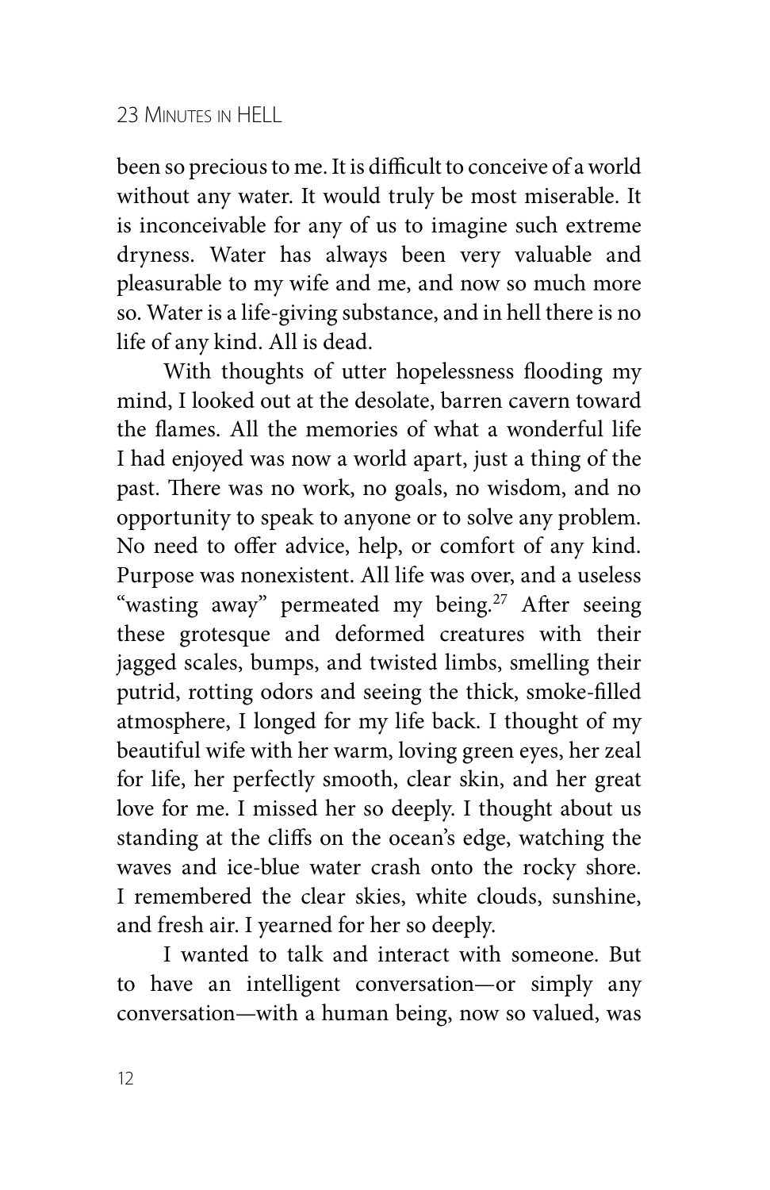been so precious to me. It is difficult to conceive of a world without any water. It would truly be most miserable. It is inconceivable for any of us to imagine such extreme dryness. Water has always been very valuable and pleasurable to my wife and me, and now so much more so. Water is a life-giving substance, and in hell there is no life of any kind. All is dead.

With thoughts of utter hopelessness flooding my mind, I looked out at the desolate, barren cavern toward the flames. All the memories of what a wonderful life I had enjoyed was now a world apart, just a thing of the past. There was no work, no goals, no wisdom, and no opportunity to speak to anyone or to solve any problem. No need to offer advice, help, or comfort of any kind. Purpose was nonexistent. All life was over, and a useless "wasting away" permeated my being.[27] After seeing these grotesque and deformed creatures with their jagged scales, bumps, and twisted limbs, smelling their putrid, rotting odors and seeing the thick, smoke-filled atmosphere, I longed for my life back. I thought of my beautiful wife with her warm, loving green eyes, her zeal for life, her perfectly smooth, clear skin, and her great love for me. I missed her so deeply. I thought about us standing at the cliffs on the ocean's edge, watching the waves and ice-blue water crash onto the rocky shore. I remembered the clear skies, white clouds, sunshine, and fresh air. I yearned for her so deeply.

I wanted to talk and interact with someone. But to have an intelligent conversation—or simply any conversation—with a human being, now so valued, was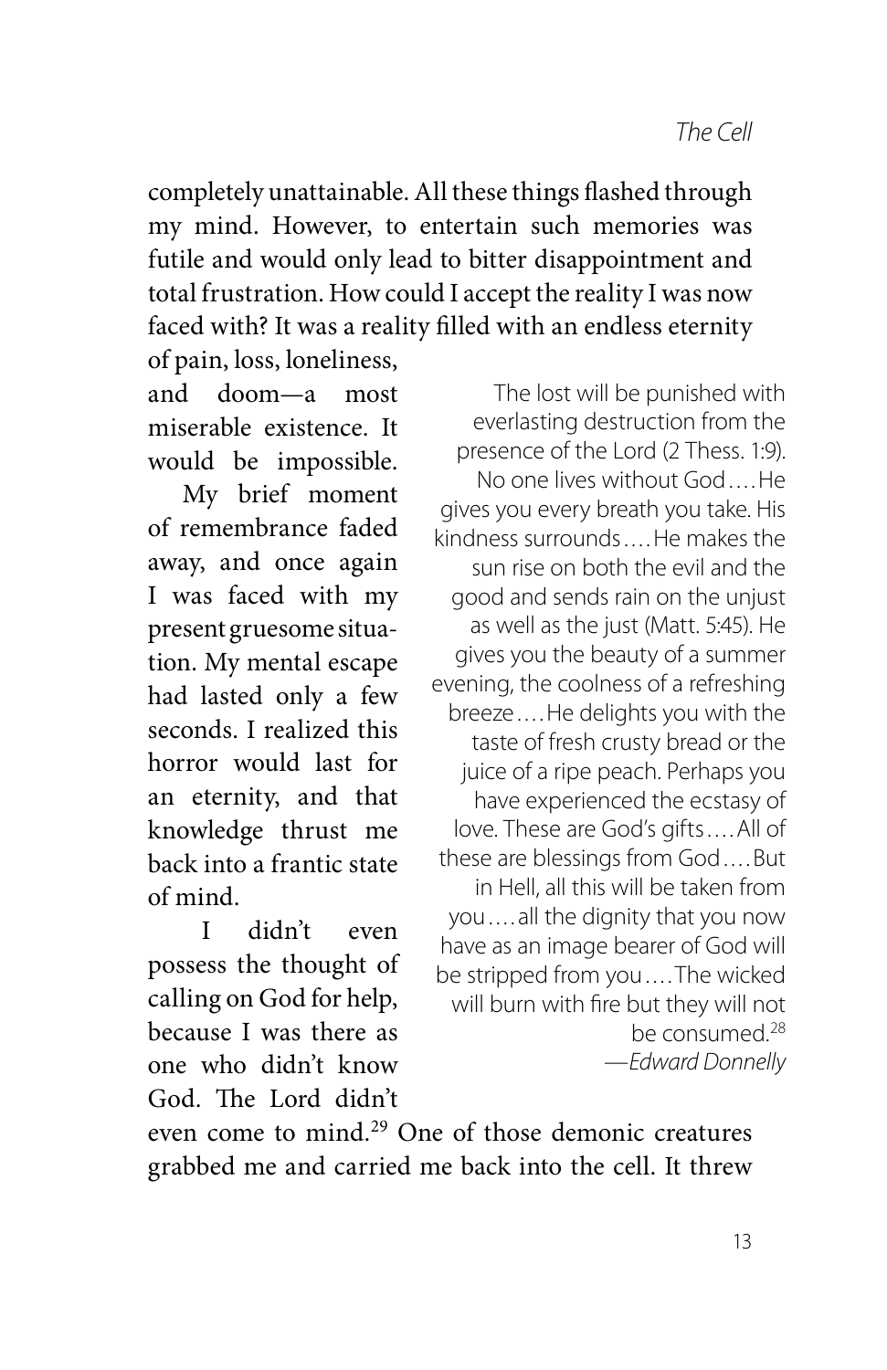completely unattainable. All these things flashed through my mind. However, to entertain such memories was futile and would only lead to bitter disappointment and total frustration. How could I accept the reality I was now faced with? It was a reality filled with an endless eternity of pain, loss, loneliness, and doom—a most miserable existence. It would be impossible.

My brief moment of remembrance faded away, and once again I was faced with my present gruesome situation. My mental escape had lasted only a few seconds. I realized this horror would last for an eternity, and that knowledge thrust me back into a frantic state of mind.

I didn't even possess the thought of calling on God for help, because I was there as one who didn't know God. The Lord didn't even come to mind.[29] One of those demonic creatures grabbed me and carried me back into the cell. It threw

> The lost will be punished with everlasting destruction from the presence of the Lord (2 Thess. 1:9). No one lives without God.... He gives you every breath you take. His kindness surrounds.... He makes the sun rise on both the evil and the good and sends rain on the unjust as well as the just (Matt. 5:45). He gives you the beauty of a summer evening, the coolness of a refreshing breeze.... He delights you with the taste of fresh crusty bread or the juice of a ripe peach. Perhaps you have experienced the ecstasy of love. These are God's gifts.... All of these are blessings from God.... But in Hell, all this will be taken from you.... all the dignity that you now have as an image bearer of God will be stripped from you.... The wicked will burn with fire but they will not be consumed.[28]
>
> —*Edward Donnelly*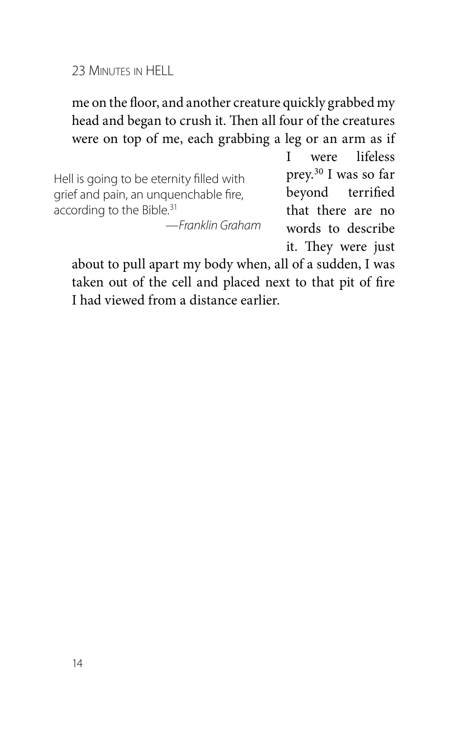me on the floor, and another creature quickly grabbed my head and began to crush it. Then all four of the creatures were on top of me, each grabbing a leg or an arm as if I were lifeless prey.[30] I was so far beyond terrified that there are no words to describe it. They were just about to pull apart my body when, all of a sudden, I was taken out of the cell and placed next to that pit of fire I had viewed from a distance earlier.

> Hell is going to be eternity filled with grief and pain, an unquenchable fire, according to the Bible.[31]
>
> —*Franklin Graham*